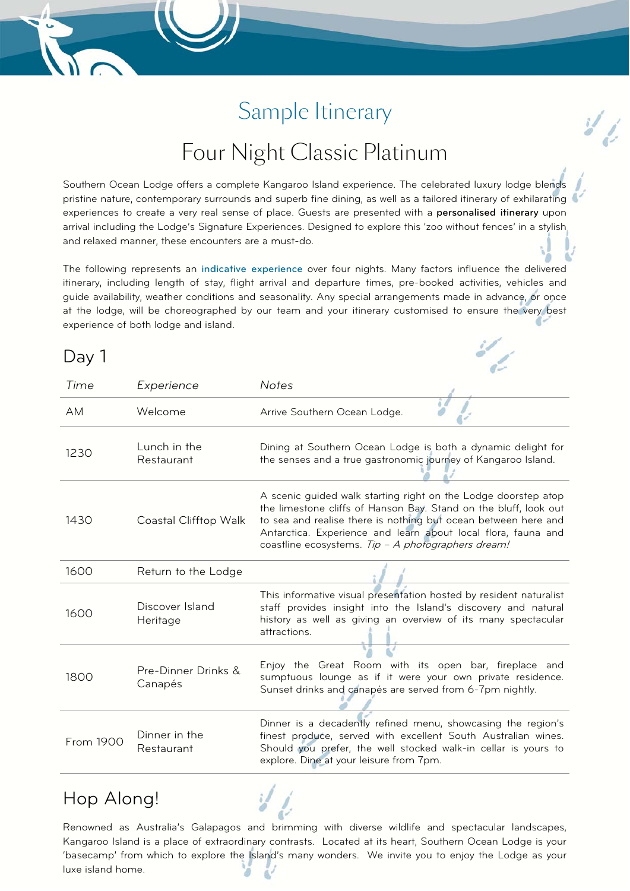# Sample Itinerary

## Four Night Classic Platinum

Southern Ocean Lodge offers a complete Kangaroo Island experience. The celebrated luxury lodge blends pristine nature, contemporary surrounds and superb fine dining, as well as a tailored itinerary of exhilarating experiences to create a very real sense of place. Guests are presented with a **personalised itinerary** upon arrival including the Lodge's Signature Experiences. Designed to explore this 'zoo without fences' in a stylish and relaxed manner, these encounters are a must-do.

The following represents an **indicative experience** over four nights. Many factors influence the delivered itinerary, including length of stay, flight arrival and departure times, pre-booked activities, vehicles and guide availability, weather conditions and seasonality. Any special arrangements made in advance, or once at the lodge, will be choreographed by our team and your itinerary customised to ensure the very best experience of both lodge and island.

## Day 1

| *Time* | *Experience* | *Notes* |
|---|---|---|
| AM | Welcome | Arrive Southern Ocean Lodge. |
| 1230 | Lunch in the Restaurant | Dining at Southern Ocean Lodge is both a dynamic delight for the senses and a true gastronomic journey of Kangaroo Island. |
| 1430 | Coastal Clifftop Walk | A scenic guided walk starting right on the Lodge doorstep atop the limestone cliffs of Hanson Bay. Stand on the bluff, look out to sea and realise there is nothing but ocean between here and Antarctica. Experience and learn about local flora, fauna and coastline ecosystems. *Tip – A photographers dream!* |
| 1600 | Return to the Lodge | |
| 1600 | Discover Island Heritage | This informative visual presentation hosted by resident naturalist staff provides insight into the Island's discovery and natural history as well as giving an overview of its many spectacular attractions. |
| 1800 | Pre-Dinner Drinks & Canapés | Enjoy the Great Room with its open bar, fireplace and sumptuous lounge as if it were your own private residence. Sunset drinks and canapés are served from 6-7pm nightly. |
| From 1900 | Dinner in the Restaurant | Dinner is a decadently refined menu, showcasing the region's finest produce, served with excellent South Australian wines. Should you prefer, the well stocked walk-in cellar is yours to explore. Dine at your leisure from 7pm. |

## Hop Along!

Renowned as Australia's Galapagos and brimming with diverse wildlife and spectacular landscapes, Kangaroo Island is a place of extraordinary contrasts. Located at its heart, Southern Ocean Lodge is your 'basecamp' from which to explore the Island's many wonders. We invite you to enjoy the Lodge as your luxe island home.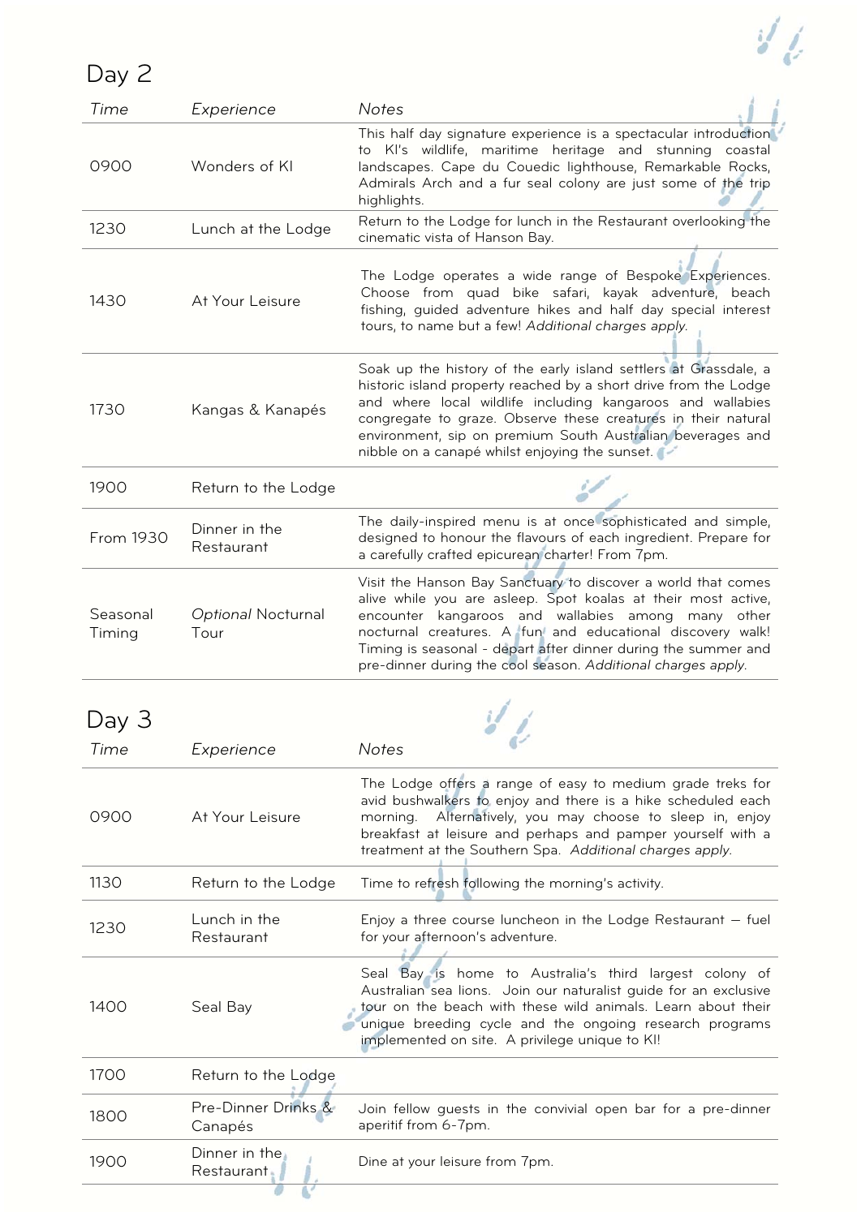## Day 2

| *Time* | *Experience* | *Notes* |
|---|---|---|
| 0900 | Wonders of KI | This half day signature experience is a spectacular introduction to KI's wildlife, maritime heritage and stunning coastal landscapes. Cape du Couedic lighthouse, Remarkable Rocks, Admirals Arch and a fur seal colony are just some of the trip highlights. |
| 1230 | Lunch at the Lodge | Return to the Lodge for lunch in the Restaurant overlooking the cinematic vista of Hanson Bay. |
| 1430 | At Your Leisure | The Lodge operates a wide range of Bespoke Experiences. Choose from quad bike safari, kayak adventure, beach fishing, guided adventure hikes and half day special interest tours, to name but a few! *Additional charges apply.* |
| 1730 | Kangas & Kanapés | Soak up the history of the early island settlers at Grassdale, a historic island property reached by a short drive from the Lodge and where local wildlife including kangaroos and wallabies congregate to graze. Observe these creatures in their natural environment, sip on premium South Australian beverages and nibble on a canapé whilst enjoying the sunset. |
| 1900 | Return to the Lodge | |
| From 1930 | Dinner in the Restaurant | The daily-inspired menu is at once sophisticated and simple, designed to honour the flavours of each ingredient. Prepare for a carefully crafted epicurean charter! From 7pm. |
| Seasonal Timing | *Optional* Nocturnal Tour | Visit the Hanson Bay Sanctuary to discover a world that comes alive while you are asleep. Spot koalas at their most active, encounter kangaroos and wallabies among many other nocturnal creatures. A fun and educational discovery walk! Timing is seasonal - depart after dinner during the summer and pre-dinner during the cool season. *Additional charges apply.* |

## Day 3

| *Time* | *Experience* | *Notes* |
|---|---|---|
| 0900 | At Your Leisure | The Lodge offers a range of easy to medium grade treks for avid bushwalkers to enjoy and there is a hike scheduled each morning. Alternatively, you may choose to sleep in, enjoy breakfast at leisure and perhaps and pamper yourself with a treatment at the Southern Spa. *Additional charges apply.* |
| 1130 | Return to the Lodge | Time to refresh following the morning's activity. |
| 1230 | Lunch in the Restaurant | Enjoy a three course luncheon in the Lodge Restaurant — fuel for your afternoon's adventure. |
| 1400 | Seal Bay | Seal Bay is home to Australia's third largest colony of Australian sea lions. Join our naturalist guide for an exclusive tour on the beach with these wild animals. Learn about their unique breeding cycle and the ongoing research programs implemented on site. A privilege unique to KI! |
| 1700 | Return to the Lodge | |
| 1800 | Pre-Dinner Drinks & Canapés | Join fellow guests in the convivial open bar for a pre-dinner aperitif from 6-7pm. |
| 1900 | Dinner in the Restaurant | Dine at your leisure from 7pm. |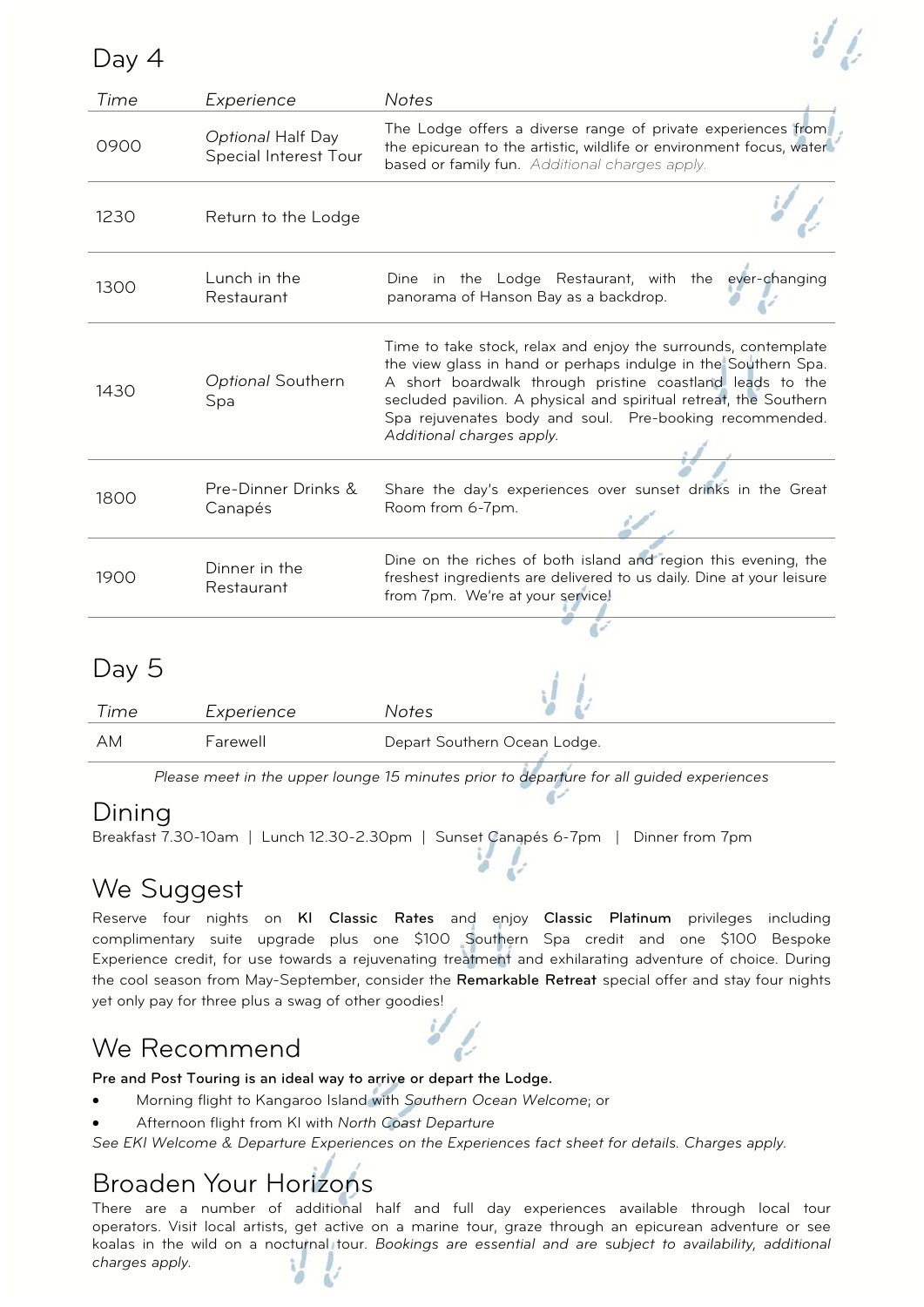## Day 4

| *Time* | *Experience* | *Notes* |
|---|---|---|
| 0900 | *Optional* Half Day Special Interest Tour | The Lodge offers a diverse range of private experiences from the epicurean to the artistic, wildlife or environment focus, water based or family fun. *Additional charges apply.* |
| 1230 | Return to the Lodge | |
| 1300 | Lunch in the Restaurant | Dine in the Lodge Restaurant, with the ever-changing panorama of Hanson Bay as a backdrop. |
| 1430 | *Optional* Southern Spa | Time to take stock, relax and enjoy the surrounds, contemplate the view glass in hand or perhaps indulge in the Southern Spa. A short boardwalk through pristine coastland leads to the secluded pavilion. A physical and spiritual retreat, the Southern Spa rejuvenates body and soul. Pre-booking recommended. *Additional charges apply.* |
| 1800 | Pre-Dinner Drinks & Canapés | Share the day's experiences over sunset drinks in the Great Room from 6-7pm. |
| 1900 | Dinner in the Restaurant | Dine on the riches of both island and region this evening, the freshest ingredients are delivered to us daily. Dine at your leisure from 7pm. We're at your service! |

## Day 5

| *Time* | *Experience* | *Notes* |
|---|---|---|
| AM | Farewell | Depart Southern Ocean Lodge. |

*Please meet in the upper lounge 15 minutes prior to departure for all guided experiences*

## Dining

Breakfast 7.30-10am | Lunch 12.30-2.30pm | Sunset Canapés 6-7pm | Dinner from 7pm

## We Suggest

Reserve four nights on **KI Classic Rates** and enjoy **Classic Platinum** privileges including complimentary suite upgrade plus one $100 Southern Spa credit and one $100 Bespoke Experience credit, for use towards a rejuvenating treatment and exhilarating adventure of choice. During the cool season from May-September, consider the **Remarkable Retreat** special offer and stay four nights yet only pay for three plus a swag of other goodies!

## We Recommend

**Pre and Post Touring is an ideal way to arrive or depart the Lodge.**

- Morning flight to Kangaroo Island with *Southern Ocean Welcome*; or
- Afternoon flight from KI with *North Coast Departure*

*See EKI Welcome & Departure Experiences on the Experiences fact sheet for details. Charges apply.*

## Broaden Your Horizons

There are a number of additional half and full day experiences available through local tour operators. Visit local artists, get active on a marine tour, graze through an epicurean adventure or see koalas in the wild on a nocturnal tour. *Bookings are essential and are subject to availability, additional charges apply.*